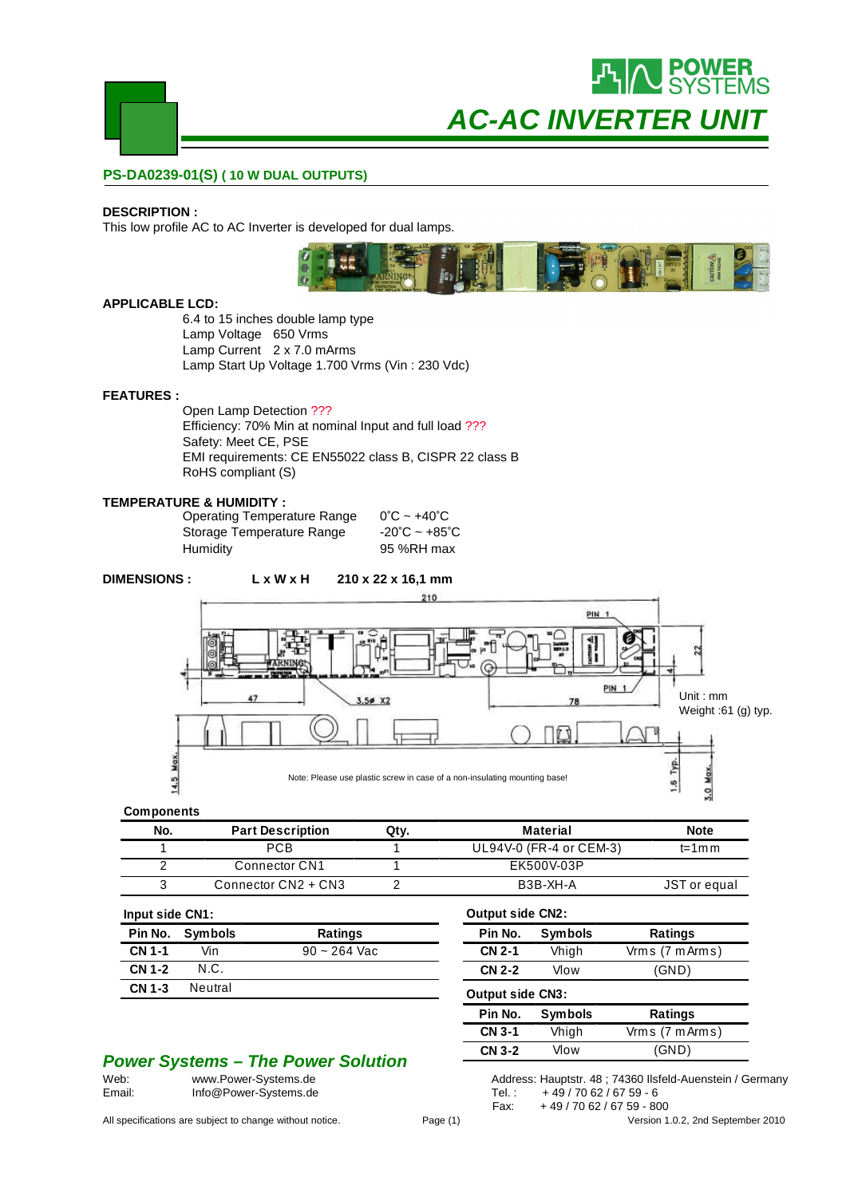# AC-AC INVERTER UNIT

POWER SYSTEMS

## PS-DA0239-01(S) ( 10 W DUAL OUTPUTS)

**DESCRIPTION :**
This low profile AC to AC Inverter is developed for dual lamps.

**APPLICABLE LCD:**

6.4 to 15 inches double lamp type
Lamp Voltage 650 Vrms
Lamp Current 2 x 7.0 mArms
Lamp Start Up Voltage 1.700 Vrms (Vin : 230 Vdc)

**FEATURES :**

Open Lamp Detection ???
Efficiency: 70% Min at nominal Input and full load ???
Safety: Meet CE, PSE
EMI requirements: CE EN55022 class B, CISPR 22 class B
RoHS compliant (S)

**TEMPERATURE & HUMIDITY :**

| | |
|---|---|
| Operating Temperature Range | 0˚C ~ +40˚C |
| Storage Temperature Range | -20˚C ~ +85˚C |
| Humidity | 95 %RH max |

**DIMENSIONS :** L x W x H 210 x 22 x 16,1 mm

210, PIN 1, 22, 47, 3.5ø X2, 78, PIN 1, 14.5 Max., 1.6 Typ., 3.0 Max.

Unit : mm
Weight :61 (g) typ.

Note: Please use plastic screw in case of a non-insulating mounting base!

**Components**

| No. | Part Description | Qty. | Material | Note |
|---|---|---|---|---|
| 1 | PCB | 1 | UL94V-0 (FR-4 or CEM-3) | t=1mm |
| 2 | Connector CN1 | 1 | EK500V-03P | |
| 3 | Connector CN2 + CN3 | 2 | B3B-XH-A | JST or equal |

**Input side CN1:**

| Pin No. | Symbols | Ratings |
|---|---|---|
| CN 1-1 | Vin | 90 ~ 264 Vac |
| CN 1-2 | N.C. | |
| CN 1-3 | Neutral | |

**Output side CN2:**

| Pin No. | Symbols | Ratings |
|---|---|---|
| CN 2-1 | Vhigh | Vrms (7 mArms) |
| CN 2-2 | Vlow | (GND) |

**Output side CN3:**

| Pin No. | Symbols | Ratings |
|---|---|---|
| CN 3-1 | Vhigh | Vrms (7 mArms) |
| CN 3-2 | Vlow | (GND) |

***Power Systems – The Power Solution***

Web: www.Power-Systems.de
Email: Info@Power-Systems.de

Address: Hauptstr. 48 ; 74360 Ilsfeld-Auenstein / Germany
Tel. : + 49 / 70 62 / 67 59 - 6
Fax: + 49 / 70 62 / 67 59 - 800

All specifications are subject to change without notice. Version 1.0.2, 2nd September 2010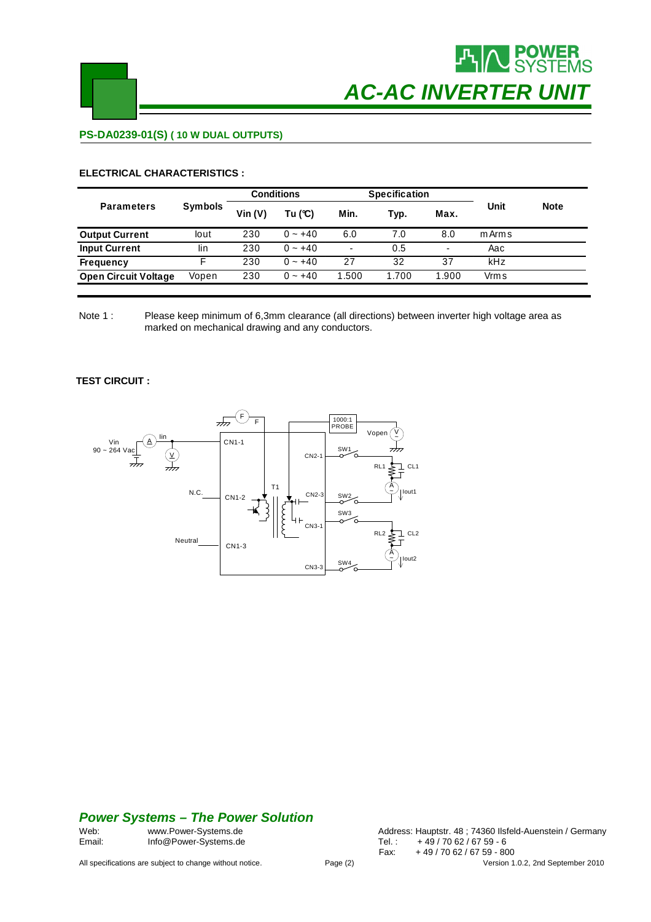# AC-AC INVERTER UNIT

## PS-DA0239-01(S) ( 10 W DUAL OUTPUTS)

### ELECTRICAL CHARACTERISTICS :

| Parameters | Symbols | Conditions | | Specification | | | Unit | Note |
|---|---|---|---|---|---|---|---|---|
| | | Vin (V) | Tu (℃) | Min. | Typ. | Max. | | |
| **Output Current** | Iout | 230 | 0 ~ +40 | 6.0 | 7.0 | 8.0 | mArms | |
| **Input Current** | Iin | 230 | 0 ~ +40 | - | 0.5 | - | Aac | |
| **Frequency** | F | 230 | 0 ~ +40 | 27 | 32 | 37 | kHz | |
| **Open Circuit Voltage** | Vopen | 230 | 0 ~ +40 | 1.500 | 1.700 | 1.900 | Vrms | |

Note 1 : Please keep minimum of 6,3mm clearance (all directions) between inverter high voltage area as marked on mechanical drawing and any conductors.

### TEST CIRCUIT :

F
F
1000:1
PROBE
Vopen
V
Vin
90 ~ 264 Vac
A
Iin
V
CN1-1
CN2-1
SW1
RL1
CL1
A
Iout1
T1
N.C.
CN1-2
CN2-3
SW2
SW3
CN3-1
RL2
CL2
Neutral
CN1-3
A
Iout2
CN3-3
SW4

## *Power Systems – The Power Solution*

Web: www.Power-Systems.de
Email: Info@Power-Systems.de

Address: Hauptstr. 48 ; 74360 Ilsfeld-Auenstein / Germany
Tel. : + 49 / 70 62 / 67 59 - 6
Fax: + 49 / 70 62 / 67 59 - 800

All specifications are subject to change without notice.

Version 1.0.2, 2nd September 2010